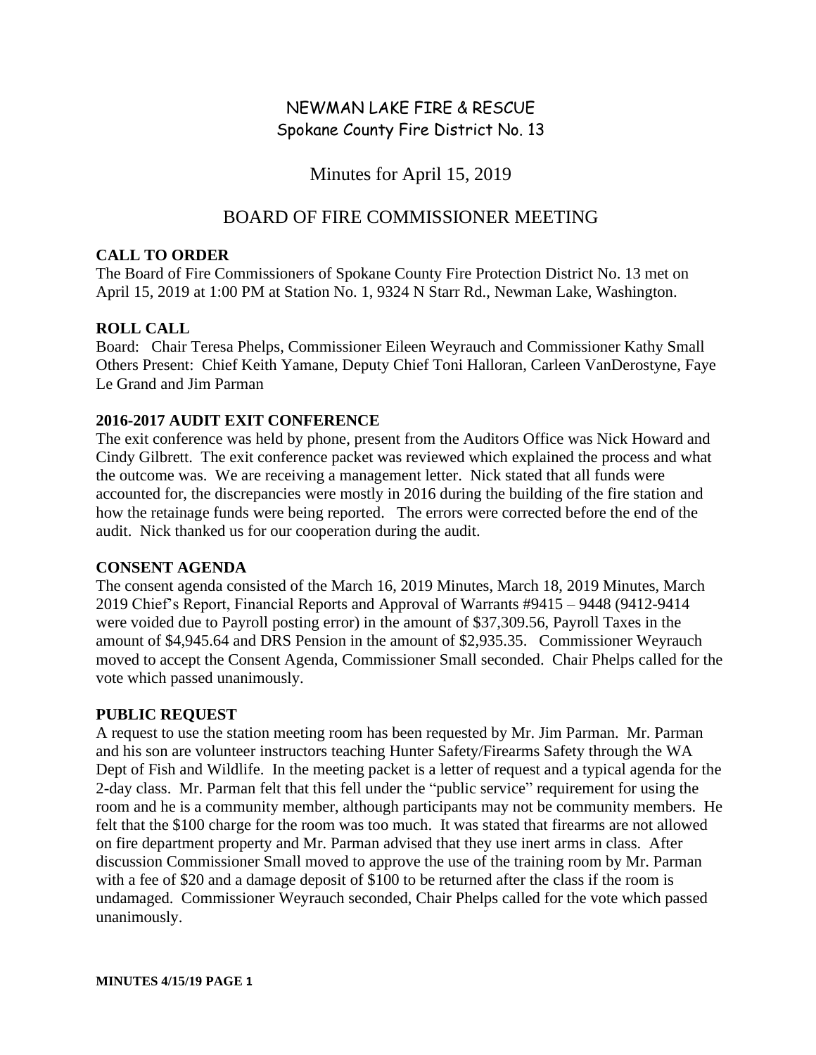# NEWMAN LAKE FIRE & RESCUE
## Spokane County Fire District No. 13

## Minutes for April 15, 2019

## BOARD OF FIRE COMMISSIONER MEETING

### CALL TO ORDER

The Board of Fire Commissioners of Spokane County Fire Protection District No. 13 met on April 15, 2019 at 1:00 PM at Station No. 1, 9324 N Starr Rd., Newman Lake, Washington.

### ROLL CALL

Board: Chair Teresa Phelps, Commissioner Eileen Weyrauch and Commissioner Kathy Small
Others Present: Chief Keith Yamane, Deputy Chief Toni Halloran, Carleen VanDerostyne, Faye Le Grand and Jim Parman

### 2016-2017 AUDIT EXIT CONFERENCE

The exit conference was held by phone, present from the Auditors Office was Nick Howard and Cindy Gilbrett. The exit conference packet was reviewed which explained the process and what the outcome was. We are receiving a management letter. Nick stated that all funds were accounted for, the discrepancies were mostly in 2016 during the building of the fire station and how the retainage funds were being reported. The errors were corrected before the end of the audit. Nick thanked us for our cooperation during the audit.

### CONSENT AGENDA

The consent agenda consisted of the March 16, 2019 Minutes, March 18, 2019 Minutes, March 2019 Chief's Report, Financial Reports and Approval of Warrants #9415 – 9448 (9412-9414 were voided due to Payroll posting error) in the amount of $37,309.56, Payroll Taxes in the amount of $4,945.64 and DRS Pension in the amount of $2,935.35. Commissioner Weyrauch moved to accept the Consent Agenda, Commissioner Small seconded. Chair Phelps called for the vote which passed unanimously.

### PUBLIC REQUEST

A request to use the station meeting room has been requested by Mr. Jim Parman. Mr. Parman and his son are volunteer instructors teaching Hunter Safety/Firearms Safety through the WA Dept of Fish and Wildlife. In the meeting packet is a letter of request and a typical agenda for the 2-day class. Mr. Parman felt that this fell under the "public service" requirement for using the room and he is a community member, although participants may not be community members. He felt that the $100 charge for the room was too much. It was stated that firearms are not allowed on fire department property and Mr. Parman advised that they use inert arms in class. After discussion Commissioner Small moved to approve the use of the training room by Mr. Parman with a fee of $20 and a damage deposit of $100 to be returned after the class if the room is undamaged. Commissioner Weyrauch seconded, Chair Phelps called for the vote which passed unanimously.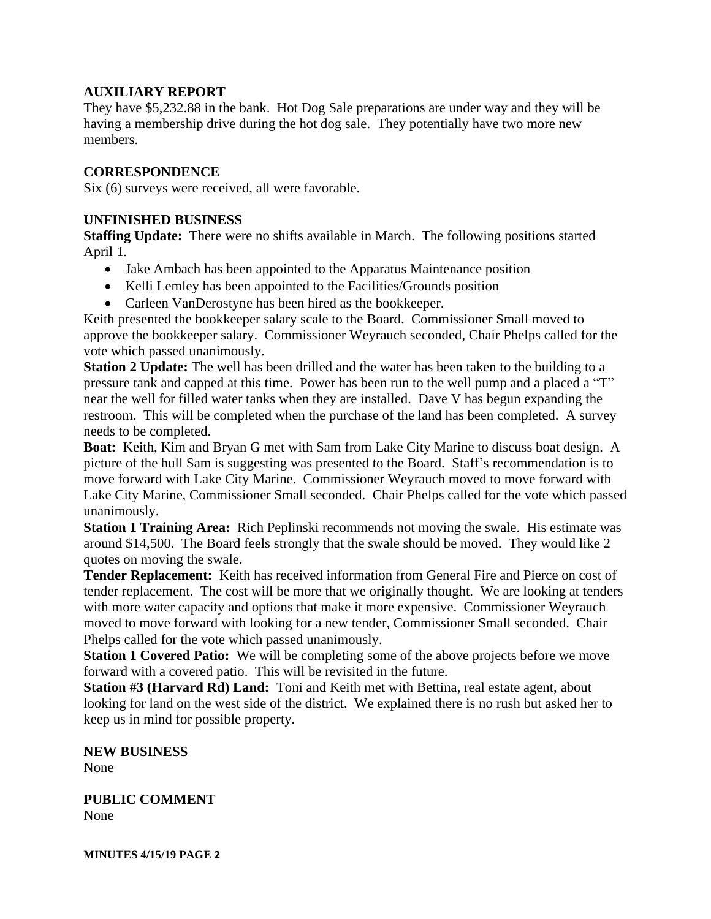## AUXILIARY REPORT

They have $5,232.88 in the bank. Hot Dog Sale preparations are under way and they will be having a membership drive during the hot dog sale. They potentially have two more new members.

## CORRESPONDENCE

Six (6) surveys were received, all were favorable.

## UNFINISHED BUSINESS

**Staffing Update:** There were no shifts available in March. The following positions started April 1.

- Jake Ambach has been appointed to the Apparatus Maintenance position
- Kelli Lemley has been appointed to the Facilities/Grounds position
- Carleen VanDerostyne has been hired as the bookkeeper.

Keith presented the bookkeeper salary scale to the Board. Commissioner Small moved to approve the bookkeeper salary. Commissioner Weyrauch seconded, Chair Phelps called for the vote which passed unanimously.

**Station 2 Update:** The well has been drilled and the water has been taken to the building to a pressure tank and capped at this time. Power has been run to the well pump and a placed a "T" near the well for filled water tanks when they are installed. Dave V has begun expanding the restroom. This will be completed when the purchase of the land has been completed. A survey needs to be completed.

**Boat:** Keith, Kim and Bryan G met with Sam from Lake City Marine to discuss boat design. A picture of the hull Sam is suggesting was presented to the Board. Staff's recommendation is to move forward with Lake City Marine. Commissioner Weyrauch moved to move forward with Lake City Marine, Commissioner Small seconded. Chair Phelps called for the vote which passed unanimously.

**Station 1 Training Area:** Rich Peplinski recommends not moving the swale. His estimate was around $14,500. The Board feels strongly that the swale should be moved. They would like 2 quotes on moving the swale.

**Tender Replacement:** Keith has received information from General Fire and Pierce on cost of tender replacement. The cost will be more that we originally thought. We are looking at tenders with more water capacity and options that make it more expensive. Commissioner Weyrauch moved to move forward with looking for a new tender, Commissioner Small seconded. Chair Phelps called for the vote which passed unanimously.

**Station 1 Covered Patio:** We will be completing some of the above projects before we move forward with a covered patio. This will be revisited in the future.

**Station #3 (Harvard Rd) Land:** Toni and Keith met with Bettina, real estate agent, about looking for land on the west side of the district. We explained there is no rush but asked her to keep us in mind for possible property.

## NEW BUSINESS

None

## PUBLIC COMMENT

None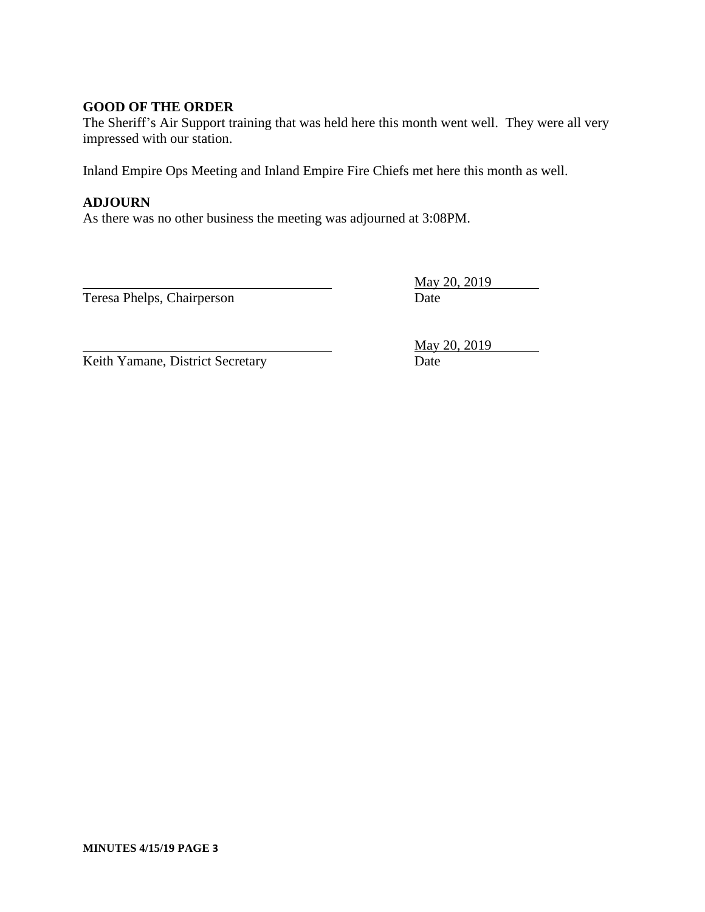**GOOD OF THE ORDER**

The Sheriff's Air Support training that was held here this month went well. They were all very impressed with our station.

Inland Empire Ops Meeting and Inland Empire Fire Chiefs met here this month as well.

**ADJOURN**

As there was no other business the meeting was adjourned at 3:08PM.

| | |
|---|---|
| ________________________________ | May 20, 2019 |
| Teresa Phelps, Chairperson | Date |
| ________________________________ | May 20, 2019 |
| Keith Yamane, District Secretary | Date |

**MINUTES 4/15/19 PAGE 3**